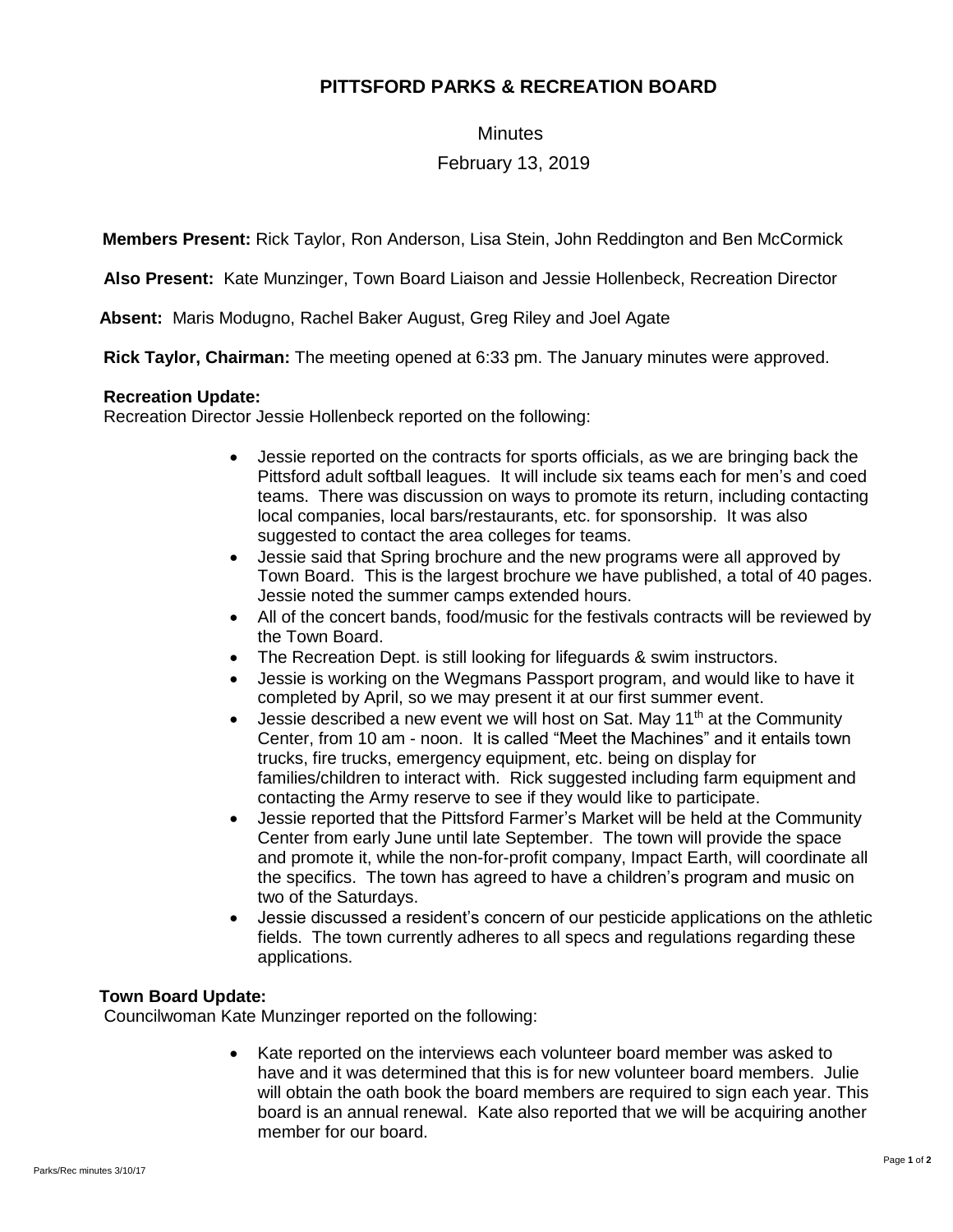# PITTSFORD PARKS & RECREATION BOARD

Minutes

February 13, 2019

**Members Present:** Rick Taylor, Ron Anderson, Lisa Stein, John Reddington and Ben McCormick

**Also Present:** Kate Munzinger, Town Board Liaison and Jessie Hollenbeck, Recreation Director

**Absent:** Maris Modugno, Rachel Baker August, Greg Riley and Joel Agate

**Rick Taylor, Chairman:** The meeting opened at 6:33 pm. The January minutes were approved.

**Recreation Update:**
Recreation Director Jessie Hollenbeck reported on the following:

- Jessie reported on the contracts for sports officials, as we are bringing back the Pittsford adult softball leagues. It will include six teams each for men's and coed teams. There was discussion on ways to promote its return, including contacting local companies, local bars/restaurants, etc. for sponsorship. It was also suggested to contact the area colleges for teams.
- Jessie said that Spring brochure and the new programs were all approved by Town Board. This is the largest brochure we have published, a total of 40 pages. Jessie noted the summer camps extended hours.
- All of the concert bands, food/music for the festivals contracts will be reviewed by the Town Board.
- The Recreation Dept. is still looking for lifeguards & swim instructors.
- Jessie is working on the Wegmans Passport program, and would like to have it completed by April, so we may present it at our first summer event.
- Jessie described a new event we will host on Sat. May 11th at the Community Center, from 10 am - noon. It is called "Meet the Machines" and it entails town trucks, fire trucks, emergency equipment, etc. being on display for families/children to interact with. Rick suggested including farm equipment and contacting the Army reserve to see if they would like to participate.
- Jessie reported that the Pittsford Farmer's Market will be held at the Community Center from early June until late September. The town will provide the space and promote it, while the non-for-profit company, Impact Earth, will coordinate all the specifics. The town has agreed to have a children's program and music on two of the Saturdays.
- Jessie discussed a resident's concern of our pesticide applications on the athletic fields. The town currently adheres to all specs and regulations regarding these applications.

**Town Board Update:**
Councilwoman Kate Munzinger reported on the following:

- Kate reported on the interviews each volunteer board member was asked to have and it was determined that this is for new volunteer board members. Julie will obtain the oath book the board members are required to sign each year. This board is an annual renewal. Kate also reported that we will be acquiring another member for our board.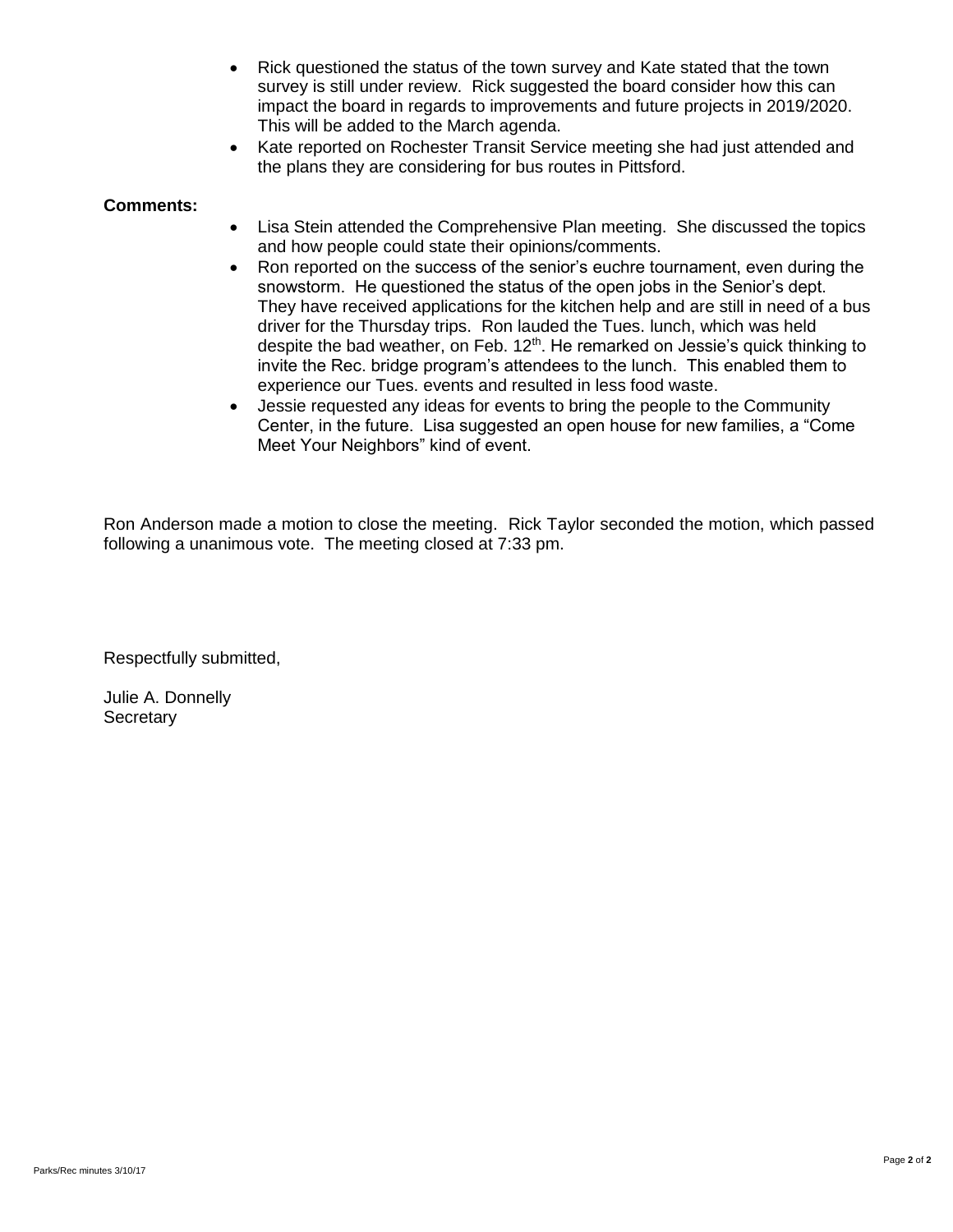- Rick questioned the status of the town survey and Kate stated that the town survey is still under review. Rick suggested the board consider how this can impact the board in regards to improvements and future projects in 2019/2020. This will be added to the March agenda.
- Kate reported on Rochester Transit Service meeting she had just attended and the plans they are considering for bus routes in Pittsford.

**Comments:**

- Lisa Stein attended the Comprehensive Plan meeting. She discussed the topics and how people could state their opinions/comments.
- Ron reported on the success of the senior's euchre tournament, even during the snowstorm. He questioned the status of the open jobs in the Senior's dept. They have received applications for the kitchen help and are still in need of a bus driver for the Thursday trips. Ron lauded the Tues. lunch, which was held despite the bad weather, on Feb. 12th. He remarked on Jessie's quick thinking to invite the Rec. bridge program's attendees to the lunch. This enabled them to experience our Tues. events and resulted in less food waste.
- Jessie requested any ideas for events to bring the people to the Community Center, in the future. Lisa suggested an open house for new families, a "Come Meet Your Neighbors" kind of event.

Ron Anderson made a motion to close the meeting. Rick Taylor seconded the motion, which passed following a unanimous vote. The meeting closed at 7:33 pm.

Respectfully submitted,

Julie A. Donnelly
Secretary